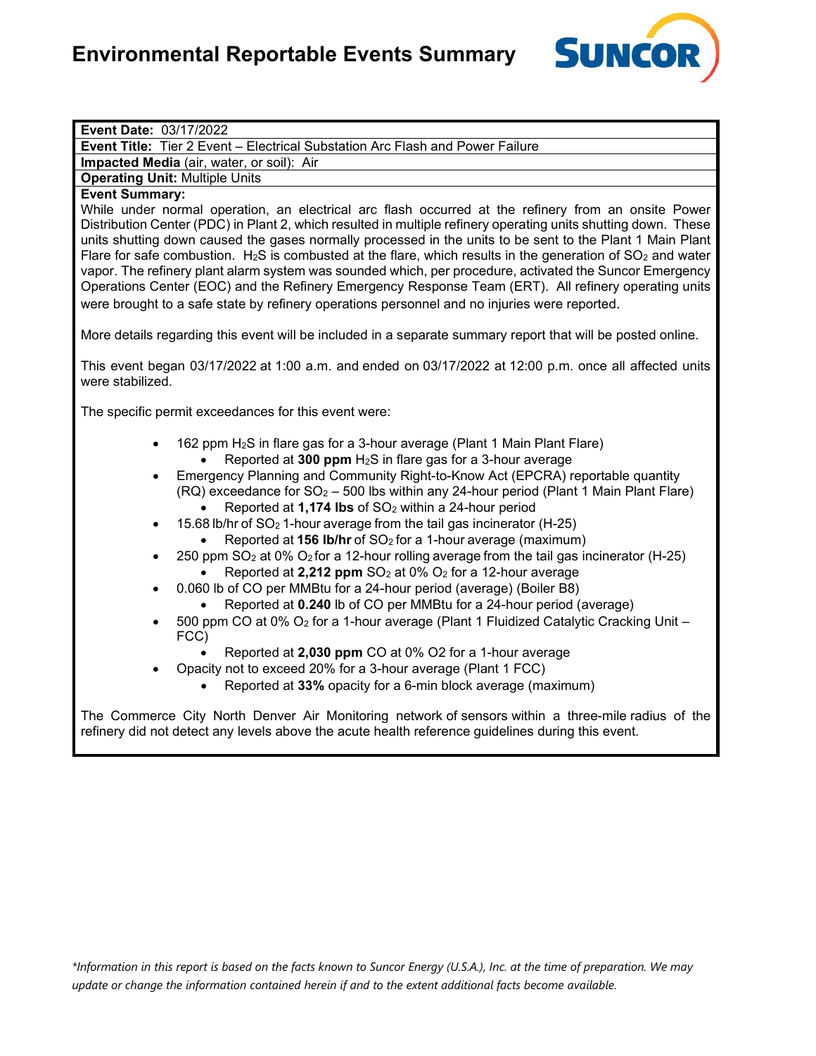# Environmental Reportable Events Summary

SUNCOR

**Event Date:** 03/17/2022

**Event Title:** Tier 2 Event – Electrical Substation Arc Flash and Power Failure

**Impacted Media** (air, water, or soil): Air

**Operating Unit:** Multiple Units

**Event Summary:**

While under normal operation, an electrical arc flash occurred at the refinery from an onsite Power Distribution Center (PDC) in Plant 2, which resulted in multiple refinery operating units shutting down. These units shutting down caused the gases normally processed in the units to be sent to the Plant 1 Main Plant Flare for safe combustion. $H_2S$ is combusted at the flare, which results in the generation of $SO_2$ and water vapor. The refinery plant alarm system was sounded which, per procedure, activated the Suncor Emergency Operations Center (EOC) and the Refinery Emergency Response Team (ERT). All refinery operating units were brought to a safe state by refinery operations personnel and no injuries were reported.

More details regarding this event will be included in a separate summary report that will be posted online.

This event began 03/17/2022 at 1:00 a.m. and ended on 03/17/2022 at 12:00 p.m. once all affected units were stabilized.

The specific permit exceedances for this event were:

- 162 ppm $H_2S$ in flare gas for a 3-hour average (Plant 1 Main Plant Flare)
  - Reported at **300 ppm** $H_2S$ in flare gas for a 3-hour average
- Emergency Planning and Community Right-to-Know Act (EPCRA) reportable quantity (RQ) exceedance for $SO_2$ – 500 lbs within any 24-hour period (Plant 1 Main Plant Flare)
  - Reported at **1,174 lbs** of $SO_2$ within a 24-hour period
- 15.68 lb/hr of $SO_2$ 1-hour average from the tail gas incinerator (H-25)
  - Reported at **156 lb/hr** of $SO_2$ for a 1-hour average (maximum)
- 250 ppm $SO_2$ at 0% $O_2$ for a 12-hour rolling average from the tail gas incinerator (H-25)
  - Reported at **2,212 ppm** $SO_2$ at 0% $O_2$ for a 12-hour average
- 0.060 lb of CO per MMBtu for a 24-hour period (average) (Boiler B8)
  - Reported at **0.240** lb of CO per MMBtu for a 24-hour period (average)
- 500 ppm CO at 0% $O_2$ for a 1-hour average (Plant 1 Fluidized Catalytic Cracking Unit – FCC)
  - Reported at **2,030 ppm** CO at 0% O2 for a 1-hour average
- Opacity not to exceed 20% for a 3-hour average (Plant 1 FCC)
  - Reported at **33%** opacity for a 6-min block average (maximum)

The Commerce City North Denver Air Monitoring network of sensors within a three-mile radius of the refinery did not detect any levels above the acute health reference guidelines during this event.

*\*Information in this report is based on the facts known to Suncor Energy (U.S.A.), Inc. at the time of preparation. We may update or change the information contained herein if and to the extent additional facts become available.*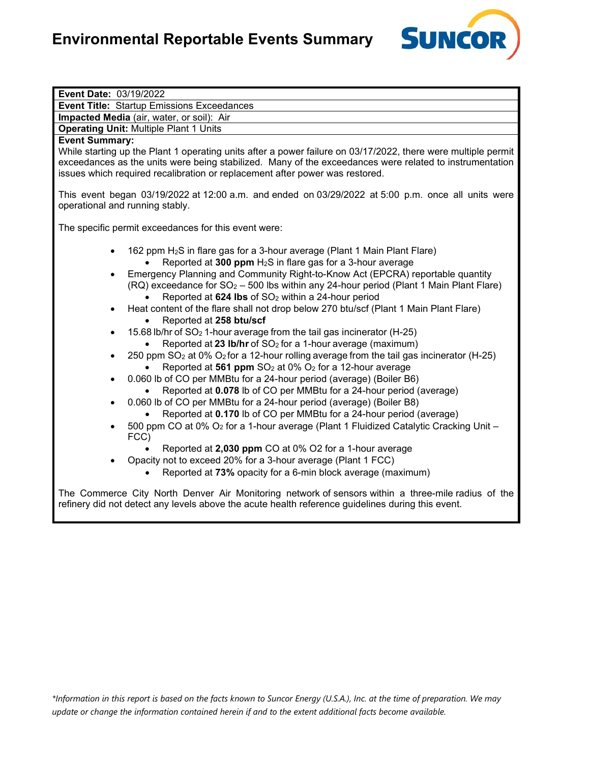# Environmental Reportable Events Summary

**Event Date:** 03/19/2022

**Event Title:** Startup Emissions Exceedances

**Impacted Media** (air, water, or soil): Air

**Operating Unit:** Multiple Plant 1 Units

**Event Summary:**

While starting up the Plant 1 operating units after a power failure on 03/17/2022, there were multiple permit exceedances as the units were being stabilized. Many of the exceedances were related to instrumentation issues which required recalibration or replacement after power was restored.

This event began 03/19/2022 at 12:00 a.m. and ended on 03/29/2022 at 5:00 p.m. once all units were operational and running stably.

The specific permit exceedances for this event were:

- 162 ppm $H_2S$ in flare gas for a 3-hour average (Plant 1 Main Plant Flare)
  - Reported at **300 ppm** $H_2S$ in flare gas for a 3-hour average
- Emergency Planning and Community Right-to-Know Act (EPCRA) reportable quantity (RQ) exceedance for $SO_2$ – 500 lbs within any 24-hour period (Plant 1 Main Plant Flare)
  - Reported at **624 lbs** of $SO_2$ within a 24-hour period
- Heat content of the flare shall not drop below 270 btu/scf (Plant 1 Main Plant Flare)
  - Reported at **258 btu/scf**
- 15.68 lb/hr of $SO_2$ 1-hour average from the tail gas incinerator (H-25)
  - Reported at **23 lb/hr** of $SO_2$ for a 1-hour average (maximum)
- 250 ppm $SO_2$ at 0% $O_2$ for a 12-hour rolling average from the tail gas incinerator (H-25)
  - Reported at **561 ppm** $SO_2$ at 0% $O_2$ for a 12-hour average
- 0.060 lb of CO per MMBtu for a 24-hour period (average) (Boiler B6)
  - Reported at **0.078** lb of CO per MMBtu for a 24-hour period (average)
- 0.060 lb of CO per MMBtu for a 24-hour period (average) (Boiler B8)
  - Reported at **0.170** lb of CO per MMBtu for a 24-hour period (average)
- 500 ppm CO at 0% $O_2$ for a 1-hour average (Plant 1 Fluidized Catalytic Cracking Unit – FCC)
  - Reported at **2,030 ppm** CO at 0% O2 for a 1-hour average
- Opacity not to exceed 20% for a 3-hour average (Plant 1 FCC)
  - Reported at **73%** opacity for a 6-min block average (maximum)

The Commerce City North Denver Air Monitoring network of sensors within a three-mile radius of the refinery did not detect any levels above the acute health reference guidelines during this event.

*\*Information in this report is based on the facts known to Suncor Energy (U.S.A.), Inc. at the time of preparation. We may update or change the information contained herein if and to the extent additional facts become available.*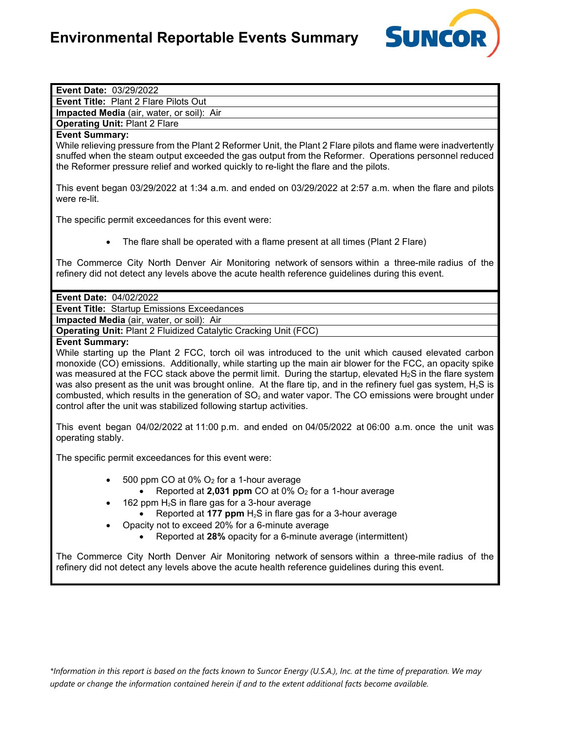# Environmental Reportable Events Summary

**Event Date:** 03/29/2022

**Event Title:** Plant 2 Flare Pilots Out

**Impacted Media** (air, water, or soil): Air

**Operating Unit:** Plant 2 Flare

**Event Summary:**

While relieving pressure from the Plant 2 Reformer Unit, the Plant 2 Flare pilots and flame were inadvertently snuffed when the steam output exceeded the gas output from the Reformer. Operations personnel reduced the Reformer pressure relief and worked quickly to re-light the flare and the pilots.

This event began 03/29/2022 at 1:34 a.m. and ended on 03/29/2022 at 2:57 a.m. when the flare and pilots were re-lit.

The specific permit exceedances for this event were:

- The flare shall be operated with a flame present at all times (Plant 2 Flare)

The Commerce City North Denver Air Monitoring network of sensors within a three-mile radius of the refinery did not detect any levels above the acute health reference guidelines during this event.

---

**Event Date:** 04/02/2022

**Event Title:** Startup Emissions Exceedances

**Impacted Media** (air, water, or soil): Air

**Operating Unit:** Plant 2 Fluidized Catalytic Cracking Unit (FCC)

**Event Summary:**

While starting up the Plant 2 FCC, torch oil was introduced to the unit which caused elevated carbon monoxide (CO) emissions. Additionally, while starting up the main air blower for the FCC, an opacity spike was measured at the FCC stack above the permit limit. During the startup, elevated $H_2S$ in the flare system was also present as the unit was brought online. At the flare tip, and in the refinery fuel gas system, $H_2S$ is combusted, which results in the generation of $SO_2$ and water vapor. The CO emissions were brought under control after the unit was stabilized following startup activities.

This event began 04/02/2022 at 11:00 p.m. and ended on 04/05/2022 at 06:00 a.m. once the unit was operating stably.

The specific permit exceedances for this event were:

- 500 ppm CO at 0% $O_2$ for a 1-hour average
  - Reported at **2,031 ppm** CO at 0% $O_2$ for a 1-hour average
- 162 ppm $H_2S$ in flare gas for a 3-hour average
  - Reported at **177 ppm** $H_2S$ in flare gas for a 3-hour average
- Opacity not to exceed 20% for a 6-minute average
  - Reported at **28%** opacity for a 6-minute average (intermittent)

The Commerce City North Denver Air Monitoring network of sensors within a three-mile radius of the refinery did not detect any levels above the acute health reference guidelines during this event.

*\*Information in this report is based on the facts known to Suncor Energy (U.S.A.), Inc. at the time of preparation. We may update or change the information contained herein if and to the extent additional facts become available.*